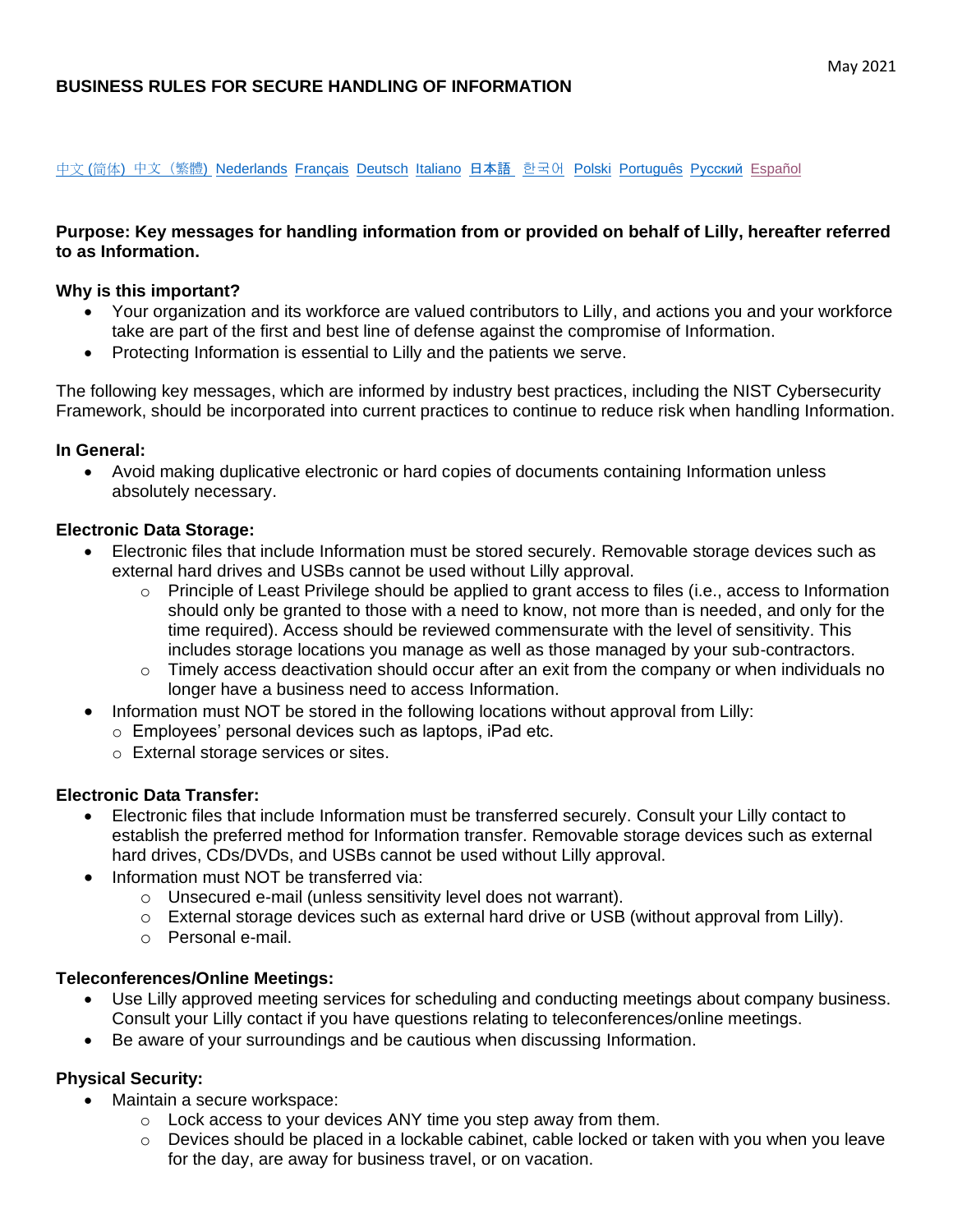May 2021

# BUSINESS RULES FOR SECURE HANDLING OF INFORMATION

中文 (简体) 中文（繁體) Nederlands Français Deutsch Italiano 日本語 한국어 Polski Português Русский Español

**Purpose: Key messages for handling information from or provided on behalf of Lilly, hereafter referred to as Information.**

**Why is this important?**

- Your organization and its workforce are valued contributors to Lilly, and actions you and your workforce take are part of the first and best line of defense against the compromise of Information.
- Protecting Information is essential to Lilly and the patients we serve.

The following key messages, which are informed by industry best practices, including the NIST Cybersecurity Framework, should be incorporated into current practices to continue to reduce risk when handling Information.

**In General:**

- Avoid making duplicative electronic or hard copies of documents containing Information unless absolutely necessary.

**Electronic Data Storage:**

- Electronic files that include Information must be stored securely. Removable storage devices such as external hard drives and USBs cannot be used without Lilly approval.
  - Principle of Least Privilege should be applied to grant access to files (i.e., access to Information should only be granted to those with a need to know, not more than is needed, and only for the time required). Access should be reviewed commensurate with the level of sensitivity. This includes storage locations you manage as well as those managed by your sub-contractors.
  - Timely access deactivation should occur after an exit from the company or when individuals no longer have a business need to access Information.
- Information must NOT be stored in the following locations without approval from Lilly:
  - Employees' personal devices such as laptops, iPad etc.
  - External storage services or sites.

**Electronic Data Transfer:**

- Electronic files that include Information must be transferred securely. Consult your Lilly contact to establish the preferred method for Information transfer. Removable storage devices such as external hard drives, CDs/DVDs, and USBs cannot be used without Lilly approval.
- Information must NOT be transferred via:
  - Unsecured e-mail (unless sensitivity level does not warrant).
  - External storage devices such as external hard drive or USB (without approval from Lilly).
  - Personal e-mail.

**Teleconferences/Online Meetings:**

- Use Lilly approved meeting services for scheduling and conducting meetings about company business. Consult your Lilly contact if you have questions relating to teleconferences/online meetings.
- Be aware of your surroundings and be cautious when discussing Information.

**Physical Security:**

- Maintain a secure workspace:
  - Lock access to your devices ANY time you step away from them.
  - Devices should be placed in a lockable cabinet, cable locked or taken with you when you leave for the day, are away for business travel, or on vacation.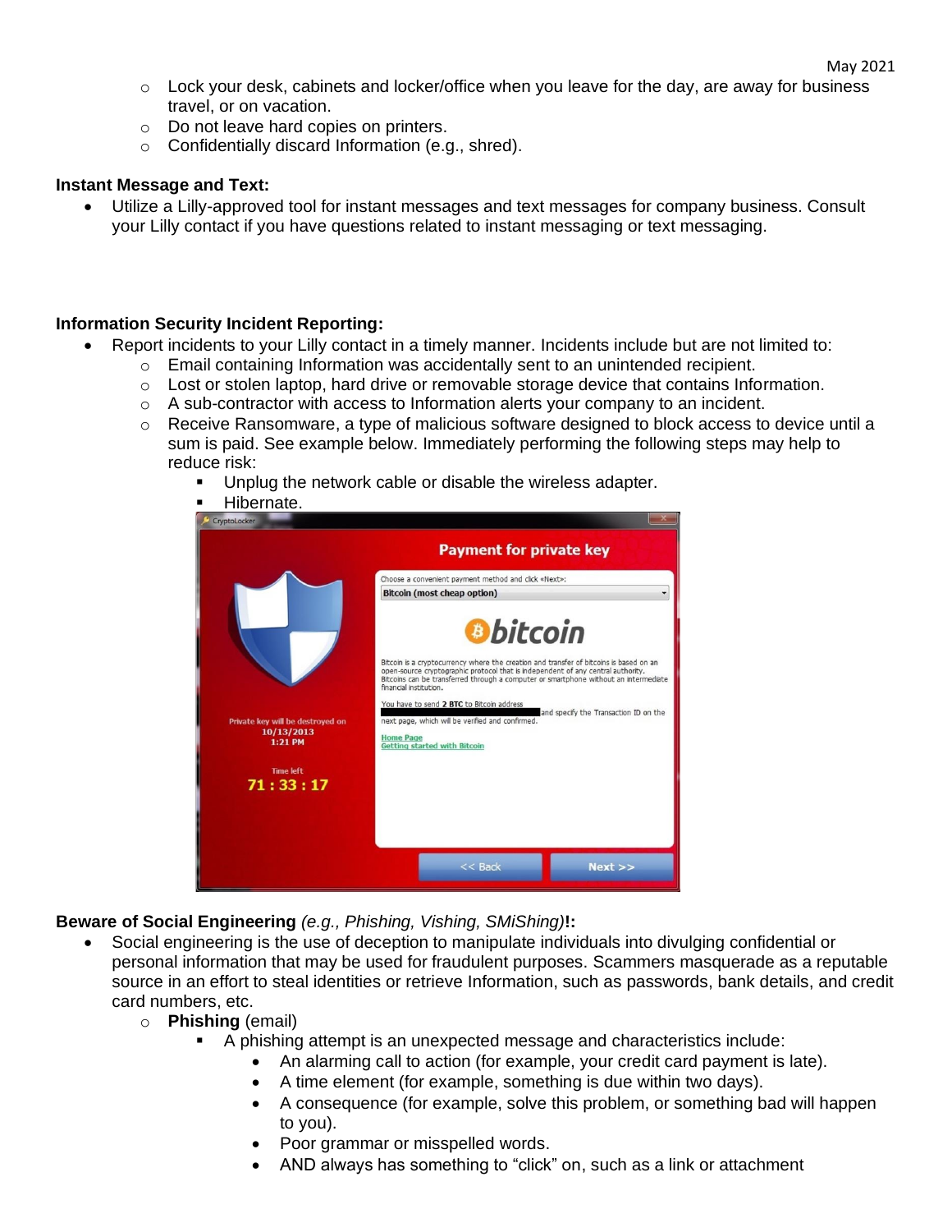- Lock your desk, cabinets and locker/office when you leave for the day, are away for business travel, or on vacation.
    - Do not leave hard copies on printers.
    - Confidentially discard Information (e.g., shred).

**Instant Message and Text:**

- Utilize a Lilly-approved tool for instant messages and text messages for company business. Consult your Lilly contact if you have questions related to instant messaging or text messaging.

**Information Security Incident Reporting:**

- Report incidents to your Lilly contact in a timely manner. Incidents include but are not limited to:
    - Email containing Information was accidentally sent to an unintended recipient.
    - Lost or stolen laptop, hard drive or removable storage device that contains Information.
    - A sub-contractor with access to Information alerts your company to an incident.
    - Receive Ransomware, a type of malicious software designed to block access to device until a sum is paid. See example below. Immediately performing the following steps may help to reduce risk:
        - Unplug the network cable or disable the wireless adapter.
        - Hibernate.

**Beware of Social Engineering** *(e.g., Phishing, Vishing, SMiShing)***!:**

- Social engineering is the use of deception to manipulate individuals into divulging confidential or personal information that may be used for fraudulent purposes. Scammers masquerade as a reputable source in an effort to steal identities or retrieve Information, such as passwords, bank details, and credit card numbers, etc.
    - **Phishing** (email)
        - A phishing attempt is an unexpected message and characteristics include:
            - An alarming call to action (for example, your credit card payment is late).
            - A time element (for example, something is due within two days).
            - A consequence (for example, solve this problem, or something bad will happen to you).
            - Poor grammar or misspelled words.
            - AND always has something to "click" on, such as a link or attachment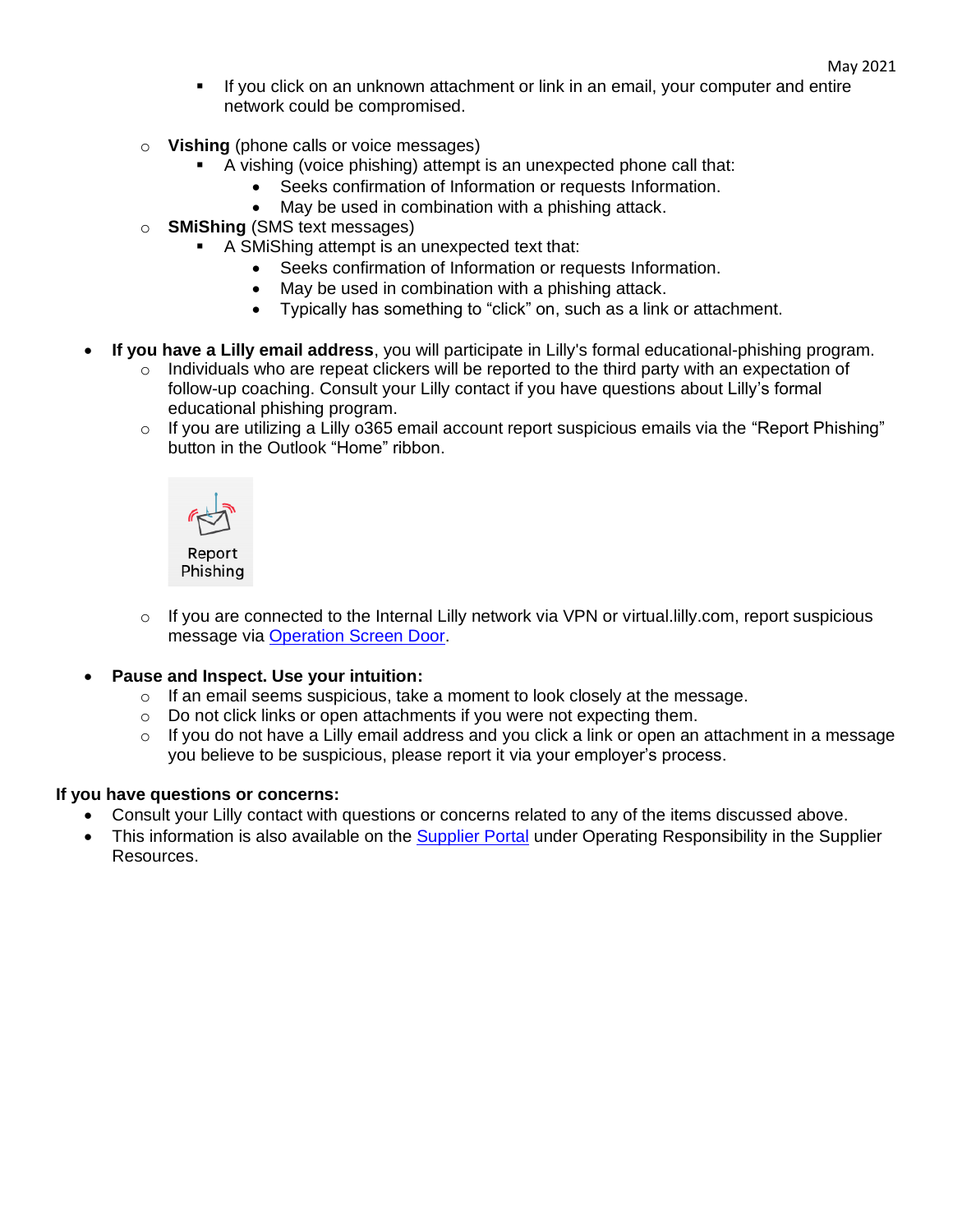- If you click on an unknown attachment or link in an email, your computer and entire network could be compromised.

  - **Vishing** (phone calls or voice messages)
    - A vishing (voice phishing) attempt is an unexpected phone call that:
      - Seeks confirmation of Information or requests Information.
      - May be used in combination with a phishing attack.
  - **SMiShing** (SMS text messages)
    - A SMiShing attempt is an unexpected text that:
      - Seeks confirmation of Information or requests Information.
      - May be used in combination with a phishing attack.
      - Typically has something to “click” on, such as a link or attachment.

- **If you have a Lilly email address**, you will participate in Lilly's formal educational-phishing program.
  - Individuals who are repeat clickers will be reported to the third party with an expectation of follow-up coaching. Consult your Lilly contact if you have questions about Lilly’s formal educational phishing program.
  - If you are utilizing a Lilly o365 email account report suspicious emails via the “Report Phishing” button in the Outlook “Home” ribbon.

    Report Phishing

  - If you are connected to the Internal Lilly network via VPN or virtual.lilly.com, report suspicious message via Operation Screen Door.

- **Pause and Inspect. Use your intuition:**
  - If an email seems suspicious, take a moment to look closely at the message.
  - Do not click links or open attachments if you were not expecting them.
  - If you do not have a Lilly email address and you click a link or open an attachment in a message you believe to be suspicious, please report it via your employer’s process.

**If you have questions or concerns:**

- Consult your Lilly contact with questions or concerns related to any of the items discussed above.
- This information is also available on the Supplier Portal under Operating Responsibility in the Supplier Resources.